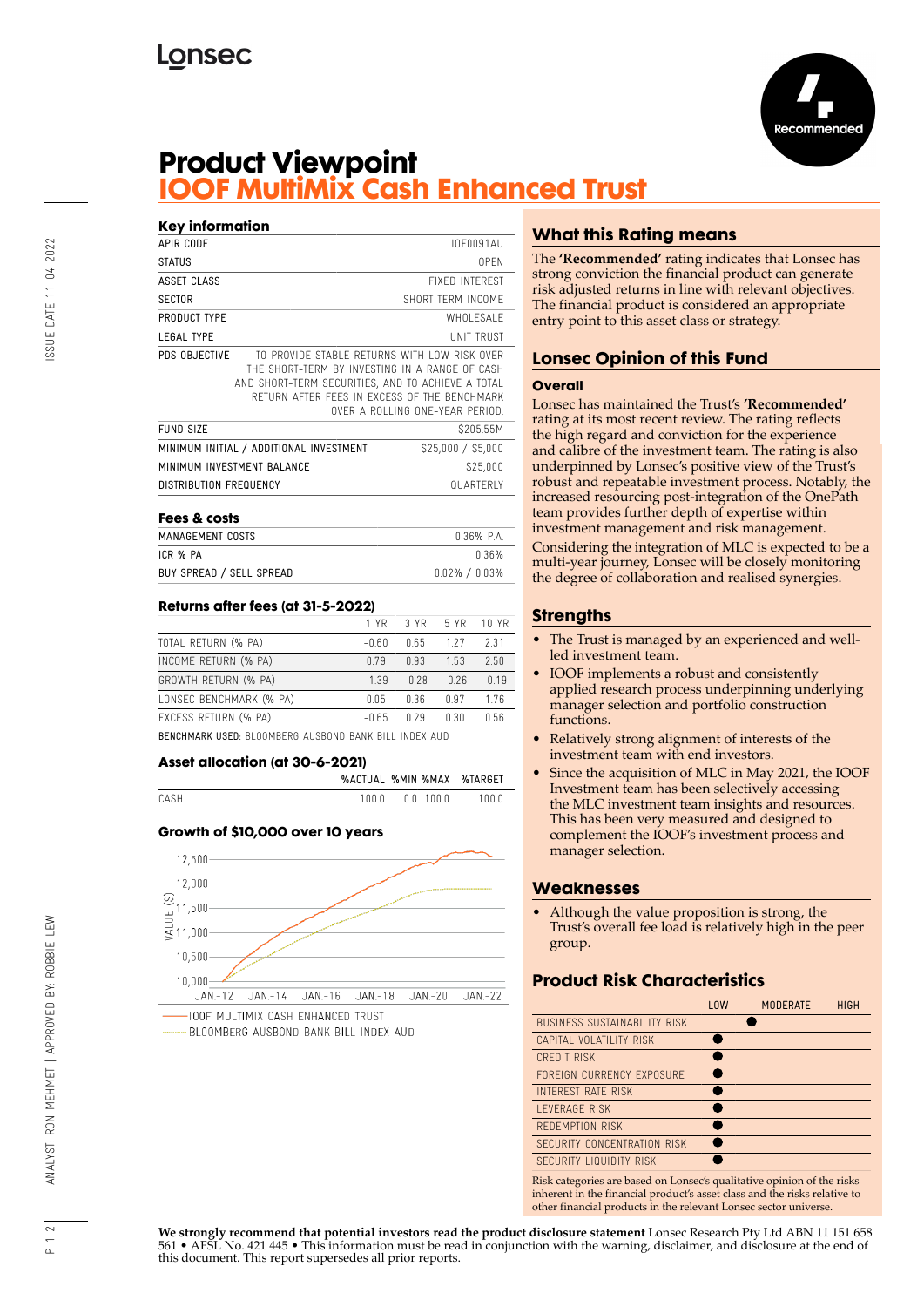# Product Viewpoint

## IOOF MultiMix Cash Enhanced Trust

Recommended

### Key information

| | |
|---|---|
| APIR CODE | IOF0091AU |
| STATUS | OPEN |
| ASSET CLASS | FIXED INTEREST |
| SECTOR | SHORT TERM INCOME |
| PRODUCT TYPE | WHOLESALE |
| LEGAL TYPE | UNIT TRUST |
| PDS OBJECTIVE | TO PROVIDE STABLE RETURNS WITH LOW RISK OVER THE SHORT-TERM BY INVESTING IN A RANGE OF CASH AND SHORT-TERM SECURITIES, AND TO ACHIEVE A TOTAL RETURN AFTER FEES IN EXCESS OF THE BENCHMARK OVER A ROLLING ONE-YEAR PERIOD. |
| FUND SIZE | $205.55M |
| MINIMUM INITIAL / ADDITIONAL INVESTMENT | $25,000 / $5,000 |
| MINIMUM INVESTMENT BALANCE | $25,000 |
| DISTRIBUTION FREQUENCY | QUARTERLY |

### Fees & costs

| | |
|---|---|
| MANAGEMENT COSTS | 0.36% P.A. |
| ICR % PA | 0.36% |
| BUY SPREAD / SELL SPREAD | 0.02% / 0.03% |

### Returns after fees (at 31-5-2022)

| | 1 YR | 3 YR | 5 YR | 10 YR |
|---|---|---|---|---|
| TOTAL RETURN (% PA) | -0.60 | 0.65 | 1.27 | 2.31 |
| INCOME RETURN (% PA) | 0.79 | 0.93 | 1.53 | 2.50 |
| GROWTH RETURN (% PA) | -1.39 | -0.28 | -0.26 | -0.19 |
| LONSEC BENCHMARK (% PA) | 0.05 | 0.36 | 0.97 | 1.76 |
| EXCESS RETURN (% PA) | -0.65 | 0.29 | 0.30 | 0.56 |

BENCHMARK USED: BLOOMBERG AUSBOND BANK BILL INDEX AUD

### Asset allocation (at 30-6-2021)

| | %ACTUAL | %MIN | %MAX | %TARGET |
|---|---|---|---|---|
| CASH | 100.0 | 0.0 | 100.0 | 100.0 |

### Growth of $10,000 over 10 years

IOOF MULTIMIX CASH ENHANCED TRUST

BLOOMBERG AUSBOND BANK BILL INDEX AUD

## What this Rating means

The **'Recommended'** rating indicates that Lonsec has strong conviction the financial product can generate risk adjusted returns in line with relevant objectives. The financial product is considered an appropriate entry point to this asset class or strategy.

## Lonsec Opinion of this Fund

### Overall

Lonsec has maintained the Trust's **'Recommended'** rating at its most recent review. The rating reflects the high regard and conviction for the experience and calibre of the investment team. The rating is also underpinned by Lonsec's positive view of the Trust's robust and repeatable investment process. Notably, the increased resourcing post-integration of the OnePath team provides further depth of expertise within investment management and risk management.

Considering the integration of MLC is expected to be a multi-year journey, Lonsec will be closely monitoring the degree of collaboration and realised synergies.

## Strengths

- The Trust is managed by an experienced and well-led investment team.
- IOOF implements a robust and consistently applied research process underpinning underlying manager selection and portfolio construction functions.
- Relatively strong alignment of interests of the investment team with end investors.
- Since the acquisition of MLC in May 2021, the IOOF Investment team has been selectively accessing the MLC investment team insights and resources. This has been very measured and designed to complement the IOOF's investment process and manager selection.

## Weaknesses

- Although the value proposition is strong, the Trust's overall fee load is relatively high in the peer group.

## Product Risk Characteristics

| | LOW | MODERATE | HIGH |
|---|---|---|---|
| BUSINESS SUSTAINABILITY RISK | | ● | |
| CAPITAL VOLATILITY RISK | ● | | |
| CREDIT RISK | ● | | |
| FOREIGN CURRENCY EXPOSURE | ● | | |
| INTEREST RATE RISK | ● | | |
| LEVERAGE RISK | ● | | |
| REDEMPTION RISK | ● | | |
| SECURITY CONCENTRATION RISK | ● | | |
| SECURITY LIQUIDITY RISK | ● | | |

Risk categories are based on Lonsec's qualitative opinion of the risks inherent in the financial product's asset class and the risks relative to other financial products in the relevant Lonsec sector universe.

**We strongly recommend that potential investors read the product disclosure statement** Lonsec Research Pty Ltd ABN 11 151 658 561 • AFSL No. 421 445 • This information must be read in conjunction with the warning, disclaimer, and disclosure at the end of this document. This report supersedes all prior reports.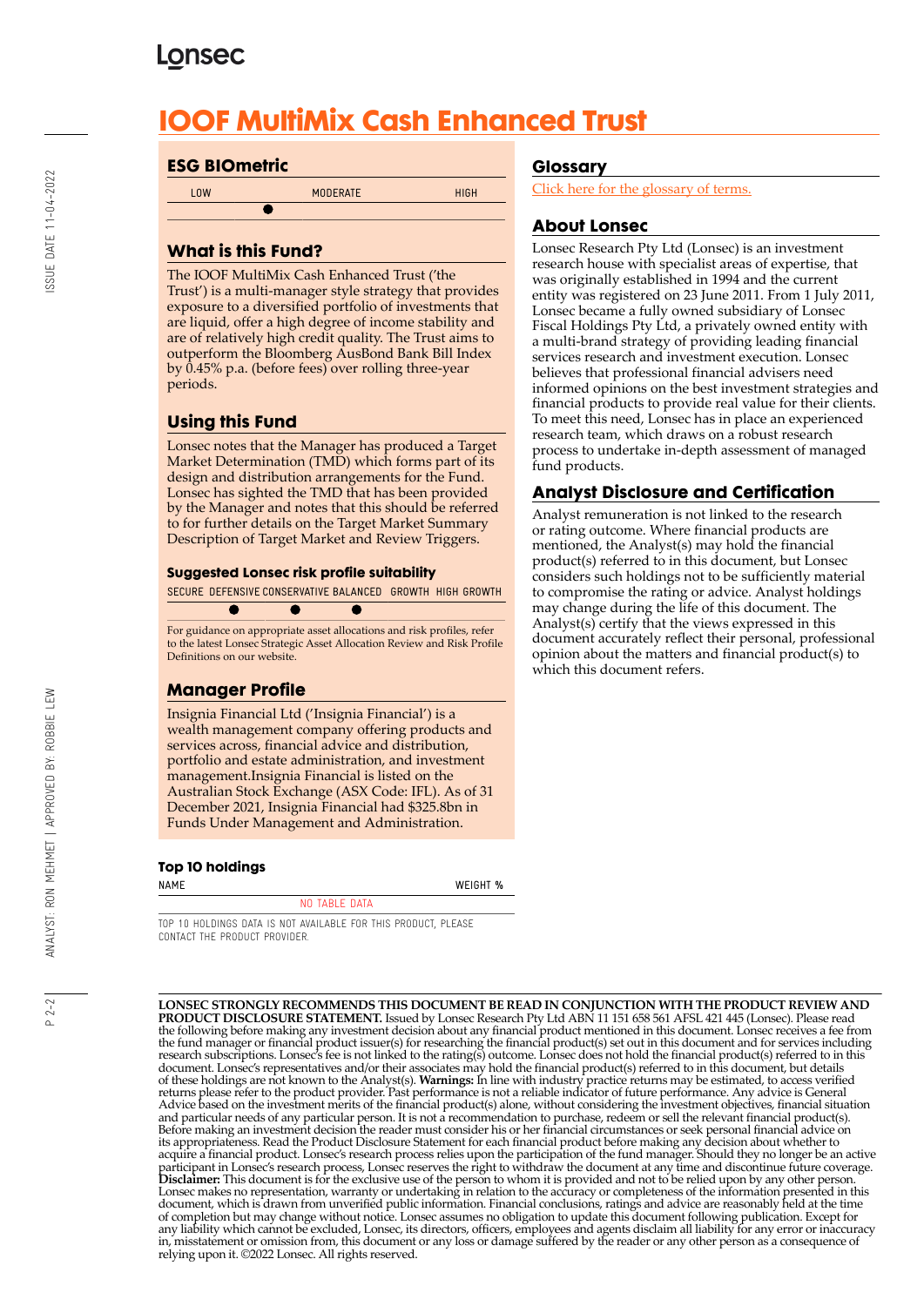Lonsec

# IOOF MultiMix Cash Enhanced Trust

## ESG BIOmetric

LOW MODERATE HIGH

## What is this Fund?

The IOOF MultiMix Cash Enhanced Trust ('the Trust') is a multi-manager style strategy that provides exposure to a diversified portfolio of investments that are liquid, offer a high degree of income stability and are of relatively high credit quality. The Trust aims to outperform the Bloomberg AusBond Bank Bill Index by 0.45% p.a. (before fees) over rolling three-year periods.

## Using this Fund

Lonsec notes that the Manager has produced a Target Market Determination (TMD) which forms part of its design and distribution arrangements for the Fund. Lonsec has sighted the TMD that has been provided by the Manager and notes that this should be referred to for further details on the Target Market Summary Description of Target Market and Review Triggers.

### Suggested Lonsec risk profile suitability

SECURE DEFENSIVE CONSERVATIVE BALANCED GROWTH HIGH GROWTH

For guidance on appropriate asset allocations and risk profiles, refer to the latest Lonsec Strategic Asset Allocation Review and Risk Profile Definitions on our website.

## Manager Profile

Insignia Financial Ltd ('Insignia Financial') is a wealth management company offering products and services across, financial advice and distribution, portfolio and estate administration, and investment management.Insignia Financial is listed on the Australian Stock Exchange (ASX Code: IFL). As of 31 December 2021, Insignia Financial had $325.8bn in Funds Under Management and Administration.

### Top 10 holdings

| NAME | WEIGHT % |
|---|---|
| NO TABLE DATA | |

TOP 10 HOLDINGS DATA IS NOT AVAILABLE FOR THIS PRODUCT, PLEASE CONTACT THE PRODUCT PROVIDER.

## Glossary

Click here for the glossary of terms.

## About Lonsec

Lonsec Research Pty Ltd (Lonsec) is an investment research house with specialist areas of expertise, that was originally established in 1994 and the current entity was registered on 23 June 2011. From 1 July 2011, Lonsec became a fully owned subsidiary of Lonsec Fiscal Holdings Pty Ltd, a privately owned entity with a multi-brand strategy of providing leading financial services research and investment execution. Lonsec believes that professional financial advisers need informed opinions on the best investment strategies and financial products to provide real value for their clients. To meet this need, Lonsec has in place an experienced research team, which draws on a robust research process to undertake in-depth assessment of managed fund products.

## Analyst Disclosure and Certification

Analyst remuneration is not linked to the research or rating outcome. Where financial products are mentioned, the Analyst(s) may hold the financial product(s) referred to in this document, but Lonsec considers such holdings not to be sufficiently material to compromise the rating or advice. Analyst holdings may change during the life of this document. The Analyst(s) certify that the views expressed in this document accurately reflect their personal, professional opinion about the matters and financial product(s) to which this document refers.

**LONSEC STRONGLY RECOMMENDS THIS DOCUMENT BE READ IN CONJUNCTION WITH THE PRODUCT REVIEW AND PRODUCT DISCLOSURE STATEMENT.** Issued by Lonsec Research Pty Ltd ABN 11 151 658 561 AFSL 421 445 (Lonsec). Please read the following before making any investment decision about any financial product mentioned in this document. Lonsec receives a fee from the fund manager or financial product issuer(s) for researching the financial product(s) set out in this document and for services including research subscriptions. Lonsec's fee is not linked to the rating(s) outcome. Lonsec does not hold the financial product(s) referred to in this document. Lonsec's representatives and/or their associates may hold the financial product(s) referred to in this document, but details of these holdings are not known to the Analyst(s). **Warnings:** In line with industry practice returns may be estimated, to access verified returns please refer to the product provider. Past performance is not a reliable indicator of future performance. Any advice is General Advice based on the investment merits of the financial product(s) alone, without considering the investment objectives, financial situation and particular needs of any particular person. It is not a recommendation to purchase, redeem or sell the relevant financial product(s). Before making an investment decision the reader must consider his or her financial circumstances or seek personal financial advice on its appropriateness. Read the Product Disclosure Statement for each financial product before making any decision about whether to acquire a financial product. Lonsec's research process relies upon the participation of the fund manager. Should they no longer be an active participant in Lonsec's research process, Lonsec reserves the right to withdraw the document at any time and discontinue future coverage. **Disclaimer:** This document is for the exclusive use of the person to whom it is provided and not to be relied upon by any other person. Lonsec makes no representation, warranty or undertaking in relation to the accuracy or completeness of the information presented in this document, which is drawn from unverified public information. Financial conclusions, ratings and advice are reasonably held at the time of completion but may change without notice. Lonsec assumes no obligation to update this document following publication. Except for any liability which cannot be excluded, Lonsec, its directors, officers, employees and agents disclaim all liability for any error or inaccuracy in, misstatement or omission from, this document or any loss or damage suffered by the reader or any other person as a consequence of relying upon it. ©2022 Lonsec. All rights reserved.